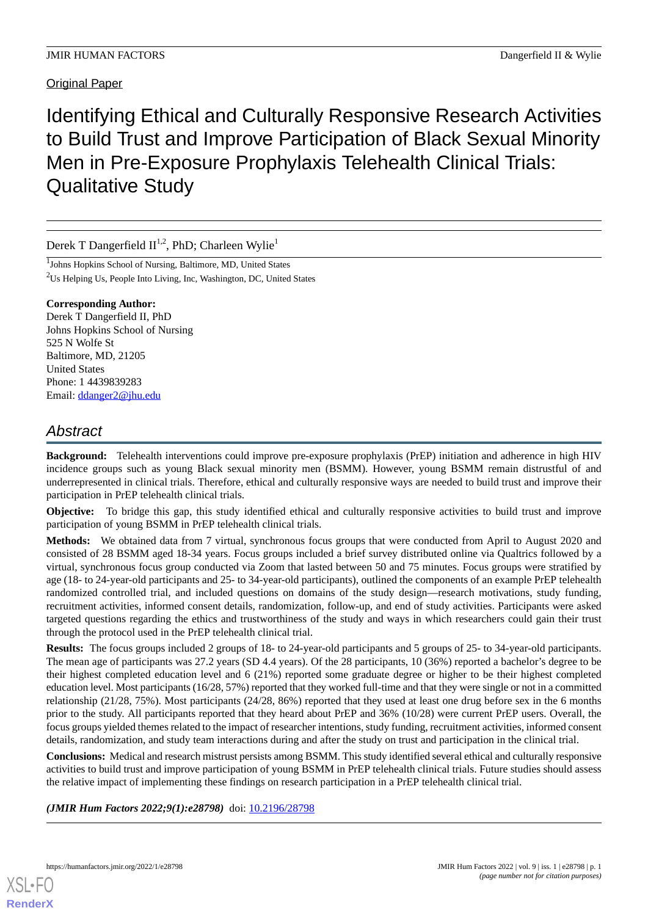Original Paper

# Identifying Ethical and Culturally Responsive Research Activities to Build Trust and Improve Participation of Black Sexual Minority Men in Pre-Exposure Prophylaxis Telehealth Clinical Trials: Qualitative Study

Derek T Dangerfield II[1,2], PhD; Charleen Wylie[1]

[1]Johns Hopkins School of Nursing, Baltimore, MD, United States

[2]Us Helping Us, People Into Living, Inc, Washington, DC, United States

**Corresponding Author:**
Derek T Dangerfield II, PhD
Johns Hopkins School of Nursing
525 N Wolfe St
Baltimore, MD, 21205
United States
Phone: 1 4439839283
Email: ddanger2@jhu.edu

## Abstract

**Background:** Telehealth interventions could improve pre-exposure prophylaxis (PrEP) initiation and adherence in high HIV incidence groups such as young Black sexual minority men (BSMM). However, young BSMM remain distrustful of and underrepresented in clinical trials. Therefore, ethical and culturally responsive ways are needed to build trust and improve their participation in PrEP telehealth clinical trials.

**Objective:** To bridge this gap, this study identified ethical and culturally responsive activities to build trust and improve participation of young BSMM in PrEP telehealth clinical trials.

**Methods:** We obtained data from 7 virtual, synchronous focus groups that were conducted from April to August 2020 and consisted of 28 BSMM aged 18-34 years. Focus groups included a brief survey distributed online via Qualtrics followed by a virtual, synchronous focus group conducted via Zoom that lasted between 50 and 75 minutes. Focus groups were stratified by age (18- to 24-year-old participants and 25- to 34-year-old participants), outlined the components of an example PrEP telehealth randomized controlled trial, and included questions on domains of the study design—research motivations, study funding, recruitment activities, informed consent details, randomization, follow-up, and end of study activities. Participants were asked targeted questions regarding the ethics and trustworthiness of the study and ways in which researchers could gain their trust through the protocol used in the PrEP telehealth clinical trial.

**Results:** The focus groups included 2 groups of 18- to 24-year-old participants and 5 groups of 25- to 34-year-old participants. The mean age of participants was 27.2 years (SD 4.4 years). Of the 28 participants, 10 (36%) reported a bachelor's degree to be their highest completed education level and 6 (21%) reported some graduate degree or higher to be their highest completed education level. Most participants (16/28, 57%) reported that they worked full-time and that they were single or not in a committed relationship (21/28, 75%). Most participants (24/28, 86%) reported that they used at least one drug before sex in the 6 months prior to the study. All participants reported that they heard about PrEP and 36% (10/28) were current PrEP users. Overall, the focus groups yielded themes related to the impact of researcher intentions, study funding, recruitment activities, informed consent details, randomization, and study team interactions during and after the study on trust and participation in the clinical trial.

**Conclusions:** Medical and research mistrust persists among BSMM. This study identified several ethical and culturally responsive activities to build trust and improve participation of young BSMM in PrEP telehealth clinical trials. Future studies should assess the relative impact of implementing these findings on research participation in a PrEP telehealth clinical trial.

***(JMIR Hum Factors 2022;9(1):e28798)*** doi: 10.2196/28798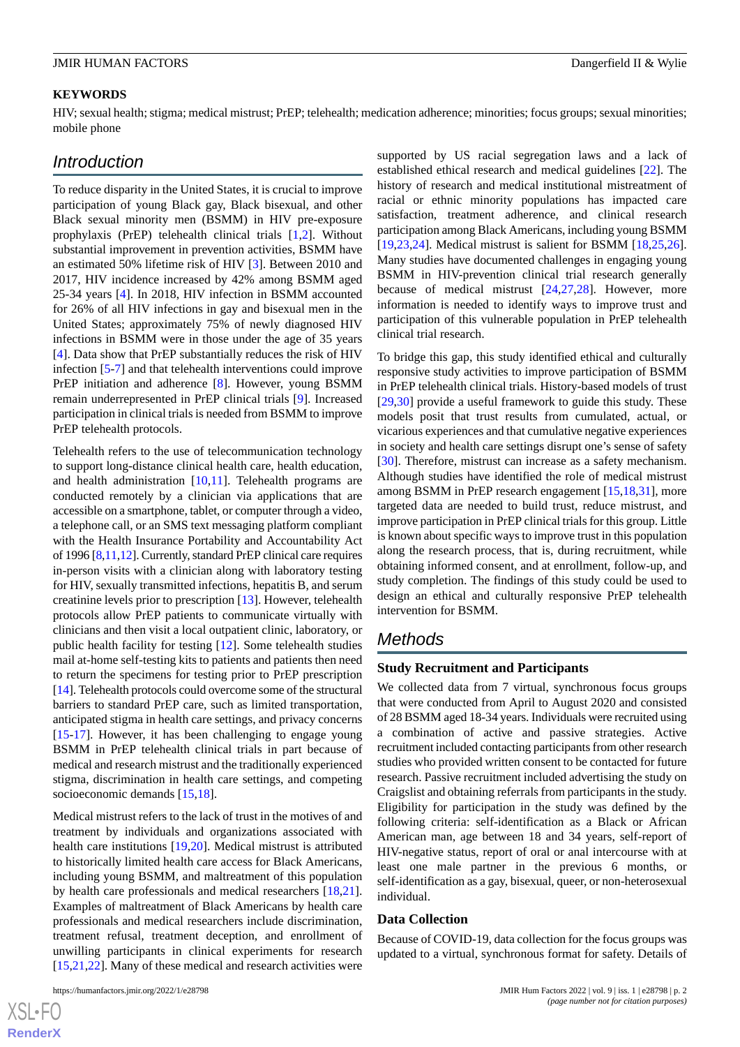**KEYWORDS**

HIV; sexual health; stigma; medical mistrust; PrEP; telehealth; medication adherence; minorities; focus groups; sexual minorities; mobile phone

## Introduction

To reduce disparity in the United States, it is crucial to improve participation of young Black gay, Black bisexual, and other Black sexual minority men (BSMM) in HIV pre-exposure prophylaxis (PrEP) telehealth clinical trials [1,2]. Without substantial improvement in prevention activities, BSMM have an estimated 50% lifetime risk of HIV [3]. Between 2010 and 2017, HIV incidence increased by 42% among BSMM aged 25-34 years [4]. In 2018, HIV infection in BSMM accounted for 26% of all HIV infections in gay and bisexual men in the United States; approximately 75% of newly diagnosed HIV infections in BSMM were in those under the age of 35 years [4]. Data show that PrEP substantially reduces the risk of HIV infection [5-7] and that telehealth interventions could improve PrEP initiation and adherence [8]. However, young BSMM remain underrepresented in PrEP clinical trials [9]. Increased participation in clinical trials is needed from BSMM to improve PrEP telehealth protocols.

Telehealth refers to the use of telecommunication technology to support long-distance clinical health care, health education, and health administration [10,11]. Telehealth programs are conducted remotely by a clinician via applications that are accessible on a smartphone, tablet, or computer through a video, a telephone call, or an SMS text messaging platform compliant with the Health Insurance Portability and Accountability Act of 1996 [8,11,12]. Currently, standard PrEP clinical care requires in-person visits with a clinician along with laboratory testing for HIV, sexually transmitted infections, hepatitis B, and serum creatinine levels prior to prescription [13]. However, telehealth protocols allow PrEP patients to communicate virtually with clinicians and then visit a local outpatient clinic, laboratory, or public health facility for testing [12]. Some telehealth studies mail at-home self-testing kits to patients and patients then need to return the specimens for testing prior to PrEP prescription [14]. Telehealth protocols could overcome some of the structural barriers to standard PrEP care, such as limited transportation, anticipated stigma in health care settings, and privacy concerns [15-17]. However, it has been challenging to engage young BSMM in PrEP telehealth clinical trials in part because of medical and research mistrust and the traditionally experienced stigma, discrimination in health care settings, and competing socioeconomic demands [15,18].

Medical mistrust refers to the lack of trust in the motives of and treatment by individuals and organizations associated with health care institutions [19,20]. Medical mistrust is attributed to historically limited health care access for Black Americans, including young BSMM, and maltreatment of this population by health care professionals and medical researchers [18,21]. Examples of maltreatment of Black Americans by health care professionals and medical researchers include discrimination, treatment refusal, treatment deception, and enrollment of unwilling participants in clinical experiments for research [15,21,22]. Many of these medical and research activities were supported by US racial segregation laws and a lack of established ethical research and medical guidelines [22]. The history of research and medical institutional mistreatment of racial or ethnic minority populations has impacted care satisfaction, treatment adherence, and clinical research participation among Black Americans, including young BSMM [19,23,24]. Medical mistrust is salient for BSMM [18,25,26]. Many studies have documented challenges in engaging young BSMM in HIV-prevention clinical trial research generally because of medical mistrust [24,27,28]. However, more information is needed to identify ways to improve trust and participation of this vulnerable population in PrEP telehealth clinical trial research.

To bridge this gap, this study identified ethical and culturally responsive study activities to improve participation of BSMM in PrEP telehealth clinical trials. History-based models of trust [29,30] provide a useful framework to guide this study. These models posit that trust results from cumulated, actual, or vicarious experiences and that cumulative negative experiences in society and health care settings disrupt one's sense of safety [30]. Therefore, mistrust can increase as a safety mechanism. Although studies have identified the role of medical mistrust among BSMM in PrEP research engagement [15,18,31], more targeted data are needed to build trust, reduce mistrust, and improve participation in PrEP clinical trials for this group. Little is known about specific ways to improve trust in this population along the research process, that is, during recruitment, while obtaining informed consent, and at enrollment, follow-up, and study completion. The findings of this study could be used to design an ethical and culturally responsive PrEP telehealth intervention for BSMM.

## Methods

### Study Recruitment and Participants

We collected data from 7 virtual, synchronous focus groups that were conducted from April to August 2020 and consisted of 28 BSMM aged 18-34 years. Individuals were recruited using a combination of active and passive strategies. Active recruitment included contacting participants from other research studies who provided written consent to be contacted for future research. Passive recruitment included advertising the study on Craigslist and obtaining referrals from participants in the study. Eligibility for participation in the study was defined by the following criteria: self-identification as a Black or African American man, age between 18 and 34 years, self-report of HIV-negative status, report of oral or anal intercourse with at least one male partner in the previous 6 months, or self-identification as a gay, bisexual, queer, or non-heterosexual individual.

### Data Collection

Because of COVID-19, data collection for the focus groups was updated to a virtual, synchronous format for safety. Details of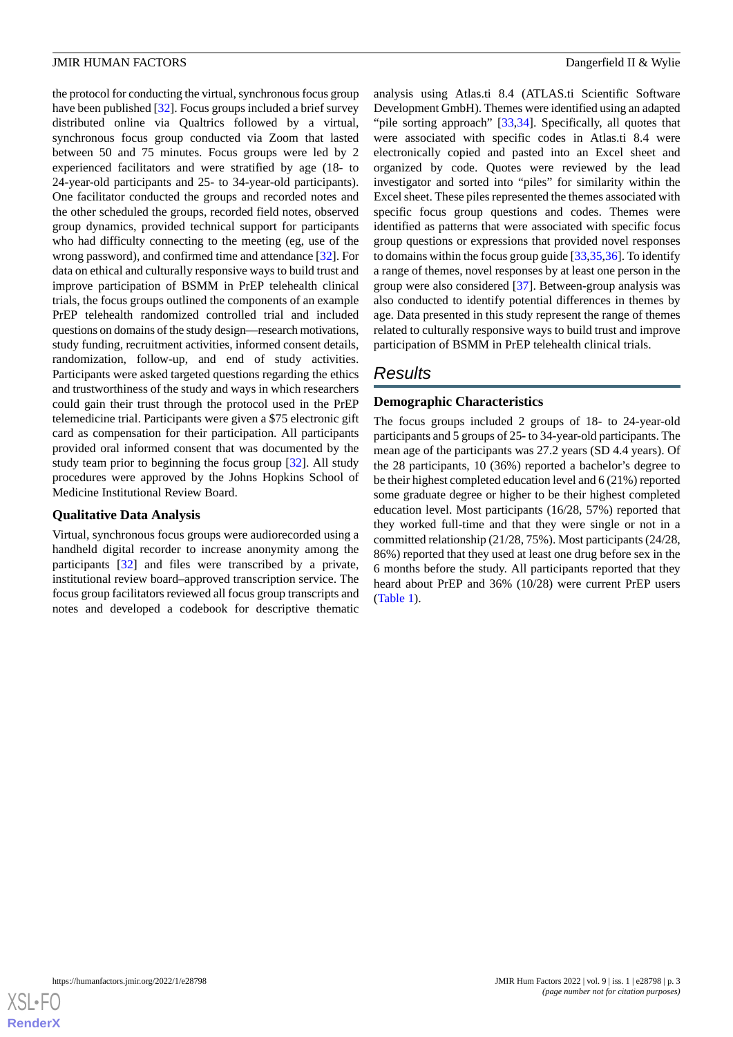the protocol for conducting the virtual, synchronous focus group have been published [32]. Focus groups included a brief survey distributed online via Qualtrics followed by a virtual, synchronous focus group conducted via Zoom that lasted between 50 and 75 minutes. Focus groups were led by 2 experienced facilitators and were stratified by age (18- to 24-year-old participants and 25- to 34-year-old participants). One facilitator conducted the groups and recorded notes and the other scheduled the groups, recorded field notes, observed group dynamics, provided technical support for participants who had difficulty connecting to the meeting (eg, use of the wrong password), and confirmed time and attendance [32]. For data on ethical and culturally responsive ways to build trust and improve participation of BSMM in PrEP telehealth clinical trials, the focus groups outlined the components of an example PrEP telehealth randomized controlled trial and included questions on domains of the study design—research motivations, study funding, recruitment activities, informed consent details, randomization, follow-up, and end of study activities. Participants were asked targeted questions regarding the ethics and trustworthiness of the study and ways in which researchers could gain their trust through the protocol used in the PrEP telemedicine trial. Participants were given a $75 electronic gift card as compensation for their participation. All participants provided oral informed consent that was documented by the study team prior to beginning the focus group [32]. All study procedures were approved by the Johns Hopkins School of Medicine Institutional Review Board.

### Qualitative Data Analysis

Virtual, synchronous focus groups were audiorecorded using a handheld digital recorder to increase anonymity among the participants [32] and files were transcribed by a private, institutional review board–approved transcription service. The focus group facilitators reviewed all focus group transcripts and notes and developed a codebook for descriptive thematic analysis using Atlas.ti 8.4 (ATLAS.ti Scientific Software Development GmbH). Themes were identified using an adapted "pile sorting approach" [33,34]. Specifically, all quotes that were associated with specific codes in Atlas.ti 8.4 were electronically copied and pasted into an Excel sheet and organized by code. Quotes were reviewed by the lead investigator and sorted into "piles" for similarity within the Excel sheet. These piles represented the themes associated with specific focus group questions and codes. Themes were identified as patterns that were associated with specific focus group questions or expressions that provided novel responses to domains within the focus group guide [33,35,36]. To identify a range of themes, novel responses by at least one person in the group were also considered [37]. Between-group analysis was also conducted to identify potential differences in themes by age. Data presented in this study represent the range of themes related to culturally responsive ways to build trust and improve participation of BSMM in PrEP telehealth clinical trials.

## Results

### Demographic Characteristics

The focus groups included 2 groups of 18- to 24-year-old participants and 5 groups of 25- to 34-year-old participants. The mean age of the participants was 27.2 years (SD 4.4 years). Of the 28 participants, 10 (36%) reported a bachelor's degree to be their highest completed education level and 6 (21%) reported some graduate degree or higher to be their highest completed education level. Most participants (16/28, 57%) reported that they worked full-time and that they were single or not in a committed relationship (21/28, 75%). Most participants (24/28, 86%) reported that they used at least one drug before sex in the 6 months before the study. All participants reported that they heard about PrEP and 36% (10/28) were current PrEP users (Table 1).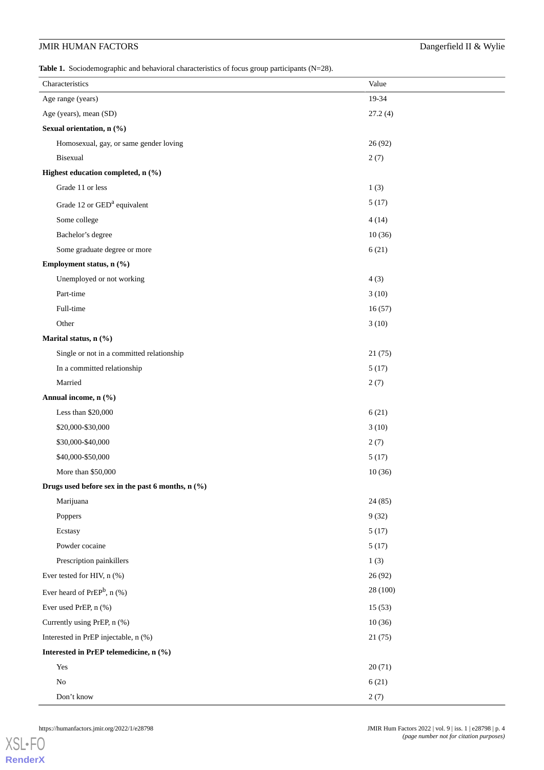**Table 1.** Sociodemographic and behavioral characteristics of focus group participants (N=28).

| Characteristics | Value |
|---|---|
| Age range (years) | 19-34 |
| Age (years), mean (SD) | 27.2 (4) |
| **Sexual orientation, n (%)** | |
| Homosexual, gay, or same gender loving | 26 (92) |
| Bisexual | 2 (7) |
| **Highest education completed, n (%)** | |
| Grade 11 or less | 1 (3) |
| Grade 12 or GED[a] equivalent | 5 (17) |
| Some college | 4 (14) |
| Bachelor's degree | 10 (36) |
| Some graduate degree or more | 6 (21) |
| **Employment status, n (%)** | |
| Unemployed or not working | 4 (3) |
| Part-time | 3 (10) |
| Full-time | 16 (57) |
| Other | 3 (10) |
| **Marital status, n (%)** | |
| Single or not in a committed relationship | 21 (75) |
| In a committed relationship | 5 (17) |
| Married | 2 (7) |
| **Annual income, n (%)** | |
| Less than $20,000 | 6 (21) |
| $20,000-$30,000 | 3 (10) |
| $30,000-$40,000 | 2 (7) |
| $40,000-$50,000 | 5 (17) |
| More than $50,000 | 10 (36) |
| **Drugs used before sex in the past 6 months, n (%)** | |
| Marijuana | 24 (85) |
| Poppers | 9 (32) |
| Ecstasy | 5 (17) |
| Powder cocaine | 5 (17) |
| Prescription painkillers | 1 (3) |
| Ever tested for HIV, n (%) | 26 (92) |
| Ever heard of PrEP[b], n (%) | 28 (100) |
| Ever used PrEP, n (%) | 15 (53) |
| Currently using PrEP, n (%) | 10 (36) |
| Interested in PrEP injectable, n (%) | 21 (75) |
| **Interested in PrEP telemedicine, n (%)** | |
| Yes | 20 (71) |
| No | 6 (21) |
| Don't know | 2 (7) |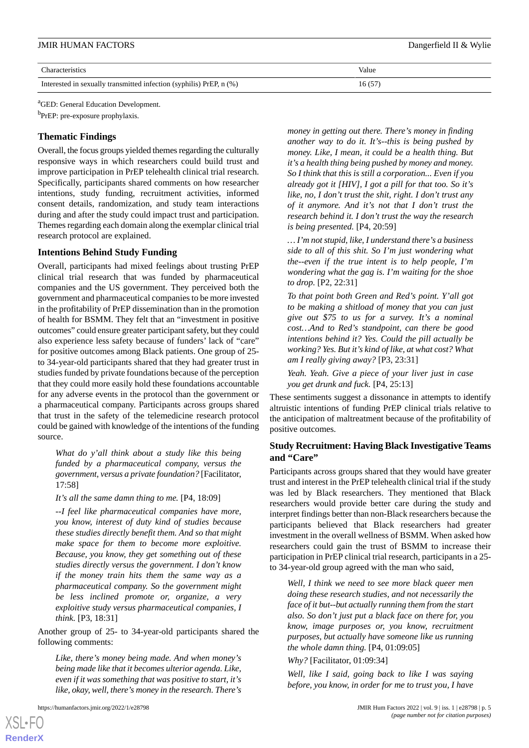| Characteristics | Value |
| --- | --- |
| Interested in sexually transmitted infection (syphilis) PrEP, n (%) | 16 (57) |

[a]GED: General Education Development.

[b]PrEP: pre-exposure prophylaxis.

## Thematic Findings

Overall, the focus groups yielded themes regarding the culturally responsive ways in which researchers could build trust and improve participation in PrEP telehealth clinical trial research. Specifically, participants shared comments on how researcher intentions, study funding, recruitment activities, informed consent details, randomization, and study team interactions during and after the study could impact trust and participation. Themes regarding each domain along the exemplar clinical trial research protocol are explained.

### Intentions Behind Study Funding

Overall, participants had mixed feelings about trusting PrEP clinical trial research that was funded by pharmaceutical companies and the US government. They perceived both the government and pharmaceutical companies to be more invested in the profitability of PrEP dissemination than in the promotion of health for BSMM. They felt that an "investment in positive outcomes" could ensure greater participant safety, but they could also experience less safety because of funders' lack of "care" for positive outcomes among Black patients. One group of 25- to 34-year-old participants shared that they had greater trust in studies funded by private foundations because of the perception that they could more easily hold these foundations accountable for any adverse events in the protocol than the government or a pharmaceutical company. Participants across groups shared that trust in the safety of the telemedicine research protocol could be gained with knowledge of the intentions of the funding source.

> *What do y'all think about a study like this being funded by a pharmaceutical company, versus the government, versus a private foundation?* [Facilitator, 17:58]
>
> *It's all the same damn thing to me.* [P4, 18:09]
>
> *--I feel like pharmaceutical companies have more, you know, interest of duty kind of studies because these studies directly benefit them. And so that might make space for them to become more exploitive. Because, you know, they get something out of these studies directly versus the government. I don't know if the money train hits them the same way as a pharmaceutical company. So the government might be less inclined promote or, organize, a very exploitive study versus pharmaceutical companies, I think.* [P3, 18:31]

Another group of 25- to 34-year-old participants shared the following comments:

> *Like, there's money being made. And when money's being made like that it becomes ulterior agenda. Like, even if it was something that was positive to start, it's like, okay, well, there's money in the research. There's money in getting out there. There's money in finding another way to do it. It's--this is being pushed by money. Like, I mean, it could be a health thing. But it's a health thing being pushed by money and money. So I think that this is still a corporation... Even if you already got it [HIV], I got a pill for that too. So it's like, no, I don't trust the shit, right. I don't trust any of it anymore. And it's not that I don't trust the research behind it. I don't trust the way the research is being presented.* [P4, 20:59]
>
> *…I'm not stupid, like, I understand there's a business side to all of this shit. So I'm just wondering what the--even if the true intent is to help people, I'm wondering what the gag is. I'm waiting for the shoe to drop.* [P2, 22:31]
>
> *To that point both Green and Red's point. Y'all got to be making a shitload of money that you can just give out $75 to us for a survey. It's a nominal cost…And to Red's standpoint, can there be good intentions behind it? Yes. Could the pill actually be working? Yes. But it's kind of like, at what cost? What am I really giving away?* [P3, 23:31]
>
> *Yeah. Yeah. Give a piece of your liver just in case you get drunk and fuck.* [P4, 25:13]

These sentiments suggest a dissonance in attempts to identify altruistic intentions of funding PrEP clinical trials relative to the anticipation of maltreatment because of the profitability of positive outcomes.

### Study Recruitment: Having Black Investigative Teams and "Care"

Participants across groups shared that they would have greater trust and interest in the PrEP telehealth clinical trial if the study was led by Black researchers. They mentioned that Black researchers would provide better care during the study and interpret findings better than non-Black researchers because the participants believed that Black researchers had greater investment in the overall wellness of BSMM. When asked how researchers could gain the trust of BSMM to increase their participation in PrEP clinical trial research, participants in a 25- to 34-year-old group agreed with the man who said,

> *Well, I think we need to see more black queer men doing these research studies, and not necessarily the face of it but--but actually running them from the start also. So don't just put a black face on there for, you know, image purposes or, you know, recruitment purposes, but actually have someone like us running the whole damn thing.* [P4, 01:09:05]
>
> *Why?* [Facilitator, 01:09:34]
>
> *Well, like I said, going back to like I was saying before, you know, in order for me to trust you, I have*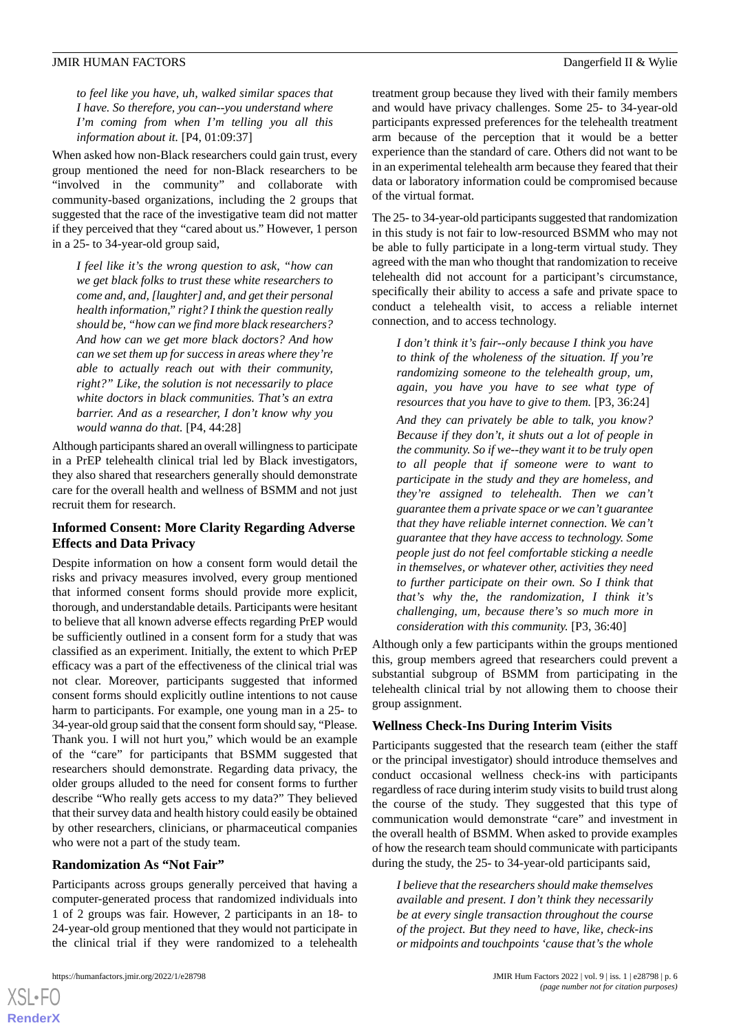*to feel like you have, uh, walked similar spaces that I have. So therefore, you can--you understand where I'm coming from when I'm telling you all this information about it.* [P4, 01:09:37]

When asked how non-Black researchers could gain trust, every group mentioned the need for non-Black researchers to be "involved in the community" and collaborate with community-based organizations, including the 2 groups that suggested that the race of the investigative team did not matter if they perceived that they "cared about us." However, 1 person in a 25- to 34-year-old group said,

> *I feel like it's the wrong question to ask, "how can we get black folks to trust these white researchers to come and, and, [laughter] and, and get their personal health information," right? I think the question really should be, "how can we find more black researchers? And how can we get more black doctors? And how can we set them up for success in areas where they're able to actually reach out with their community, right?" Like, the solution is not necessarily to place white doctors in black communities. That's an extra barrier. And as a researcher, I don't know why you would wanna do that.* [P4, 44:28]

Although participants shared an overall willingness to participate in a PrEP telehealth clinical trial led by Black investigators, they also shared that researchers generally should demonstrate care for the overall health and wellness of BSMM and not just recruit them for research.

### Informed Consent: More Clarity Regarding Adverse Effects and Data Privacy

Despite information on how a consent form would detail the risks and privacy measures involved, every group mentioned that informed consent forms should provide more explicit, thorough, and understandable details. Participants were hesitant to believe that all known adverse effects regarding PrEP would be sufficiently outlined in a consent form for a study that was classified as an experiment. Initially, the extent to which PrEP efficacy was a part of the effectiveness of the clinical trial was not clear. Moreover, participants suggested that informed consent forms should explicitly outline intentions to not cause harm to participants. For example, one young man in a 25- to 34-year-old group said that the consent form should say, "Please. Thank you. I will not hurt you," which would be an example of the "care" for participants that BSMM suggested that researchers should demonstrate. Regarding data privacy, the older groups alluded to the need for consent forms to further describe "Who really gets access to my data?" They believed that their survey data and health history could easily be obtained by other researchers, clinicians, or pharmaceutical companies who were not a part of the study team.

### Randomization As "Not Fair"

Participants across groups generally perceived that having a computer-generated process that randomized individuals into 1 of 2 groups was fair. However, 2 participants in an 18- to 24-year-old group mentioned that they would not participate in the clinical trial if they were randomized to a telehealth treatment group because they lived with their family members and would have privacy challenges. Some 25- to 34-year-old participants expressed preferences for the telehealth treatment arm because of the perception that it would be a better experience than the standard of care. Others did not want to be in an experimental telehealth arm because they feared that their data or laboratory information could be compromised because of the virtual format.

The 25- to 34-year-old participants suggested that randomization in this study is not fair to low-resourced BSMM who may not be able to fully participate in a long-term virtual study. They agreed with the man who thought that randomization to receive telehealth did not account for a participant's circumstance, specifically their ability to access a safe and private space to conduct a telehealth visit, to access a reliable internet connection, and to access technology.

> *I don't think it's fair--only because I think you have to think of the wholeness of the situation. If you're randomizing someone to the telehealth group, um, again, you have you have to see what type of resources that you have to give to them.* [P3, 36:24]
>
> *And they can privately be able to talk, you know? Because if they don't, it shuts out a lot of people in the community. So if we--they want it to be truly open to all people that if someone were to want to participate in the study and they are homeless, and they're assigned to telehealth. Then we can't guarantee them a private space or we can't guarantee that they have reliable internet connection. We can't guarantee that they have access to technology. Some people just do not feel comfortable sticking a needle in themselves, or whatever other, activities they need to further participate on their own. So I think that that's why the, the randomization, I think it's challenging, um, because there's so much more in consideration with this community.* [P3, 36:40]

Although only a few participants within the groups mentioned this, group members agreed that researchers could prevent a substantial subgroup of BSMM from participating in the telehealth clinical trial by not allowing them to choose their group assignment.

### Wellness Check-Ins During Interim Visits

Participants suggested that the research team (either the staff or the principal investigator) should introduce themselves and conduct occasional wellness check-ins with participants regardless of race during interim study visits to build trust along the course of the study. They suggested that this type of communication would demonstrate "care" and investment in the overall health of BSMM. When asked to provide examples of how the research team should communicate with participants during the study, the 25- to 34-year-old participants said,

> *I believe that the researchers should make themselves available and present. I don't think they necessarily be at every single transaction throughout the course of the project. But they need to have, like, check-ins or midpoints and touchpoints 'cause that's the whole*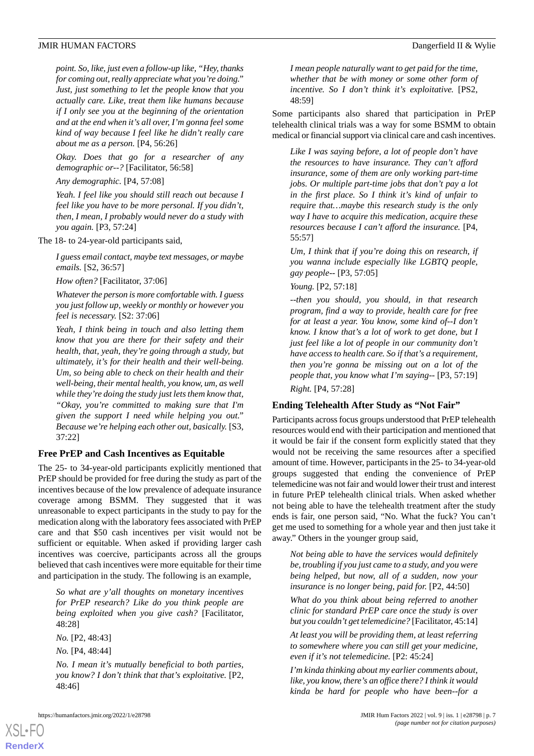*point. So, like, just even a follow-up like, "Hey, thanks for coming out, really appreciate what you're doing." Just, just something to let the people know that you actually care. Like, treat them like humans because if I only see you at the beginning of the orientation and at the end when it's all over, I'm gonna feel some kind of way because I feel like he didn't really care about me as a person.* [P4, 56:26]

*Okay. Does that go for a researcher of any demographic or--?* [Facilitator, 56:58]

*Any demographic.* [P4, 57:08]

*Yeah. I feel like you should still reach out because I feel like you have to be more personal. If you didn't, then, I mean, I probably would never do a study with you again.* [P3, 57:24]

The 18- to 24-year-old participants said,

*I guess email contact, maybe text messages, or maybe emails.* [S2, 36:57]

*How often?* [Facilitator, 37:06]

*Whatever the person is more comfortable with. I guess you just follow up, weekly or monthly or however you feel is necessary.* [S2: 37:06]

*Yeah, I think being in touch and also letting them know that you are there for their safety and their health, that, yeah, they're going through a study, but ultimately, it's for their health and their well-being. Um, so being able to check on their health and their well-being, their mental health, you know, um, as well while they're doing the study just lets them know that, "Okay, you're committed to making sure that I'm given the support I need while helping you out." Because we're helping each other out, basically.* [S3, 37:22]

### Free PrEP and Cash Incentives as Equitable

The 25- to 34-year-old participants explicitly mentioned that PrEP should be provided for free during the study as part of the incentives because of the low prevalence of adequate insurance coverage among BSMM. They suggested that it was unreasonable to expect participants in the study to pay for the medication along with the laboratory fees associated with PrEP care and that $50 cash incentives per visit would not be sufficient or equitable. When asked if providing larger cash incentives was coercive, participants across all the groups believed that cash incentives were more equitable for their time and participation in the study. The following is an example,

*So what are y'all thoughts on monetary incentives for PrEP research? Like do you think people are being exploited when you give cash?* [Facilitator, 48:28]

*No.* [P2, 48:43]

*No.* [P4, 48:44]

*No. I mean it's mutually beneficial to both parties, you know? I don't think that that's exploitative.* [P2, 48:46]

*I mean people naturally want to get paid for the time, whether that be with money or some other form of incentive. So I don't think it's exploitative.* [PS2, 48:59]

Some participants also shared that participation in PrEP telehealth clinical trials was a way for some BSMM to obtain medical or financial support via clinical care and cash incentives.

*Like I was saying before, a lot of people don't have the resources to have insurance. They can't afford insurance, some of them are only working part-time jobs. Or multiple part-time jobs that don't pay a lot in the first place. So I think it's kind of unfair to require that…maybe this research study is the only way I have to acquire this medication, acquire these resources because I can't afford the insurance.* [P4, 55:57]

*Um, I think that if you're doing this on research, if you wanna include especially like LGBTQ people, gay people--* [P3, 57:05]

*Young.* [P2, 57:18]

*--then you should, in that research program, find a way to provide, health care for free for at least a year. You know, some kind of--I don't know. I know that's a lot of work to get done, but I just feel like a lot of people in our community don't have access to health care. So if that's a requirement, then you're gonna be missing out on a lot of the people that, you know what I'm saying--* [P3, 57:19]

*Right.* [P4, 57:28]

### Ending Telehealth After Study as "Not Fair"

Participants across focus groups understood that PrEP telehealth resources would end with their participation and mentioned that it would be fair if the consent form explicitly stated that they would not be receiving the same resources after a specified amount of time. However, participants in the 25- to 34-year-old groups suggested that ending the convenience of PrEP telemedicine was not fair and would lower their trust and interest in future PrEP telehealth clinical trials. When asked whether not being able to have the telehealth treatment after the study ends is fair, one person said, "No. What the fuck? You can't get me used to something for a whole year and then just take it away." Others in the younger group said,

*Not being able to have the services would definitely be, troubling if you just came to a study, and you were being helped, but now, all of a sudden, now your insurance is no longer being, paid for.* [P2, 44:50]

*What do you think about being referred to another clinic for standard PrEP care once the study is over but you couldn't get telemedicine?* [Facilitator, 45:14]

*At least you will be providing them, at least referring to somewhere where you can still get your medicine, even if it's not telemedicine.* [P2: 45:24]

*I'm kinda thinking about my earlier comments about, like, you know, there's an office there? I think it would kinda be hard for people who have been--for a*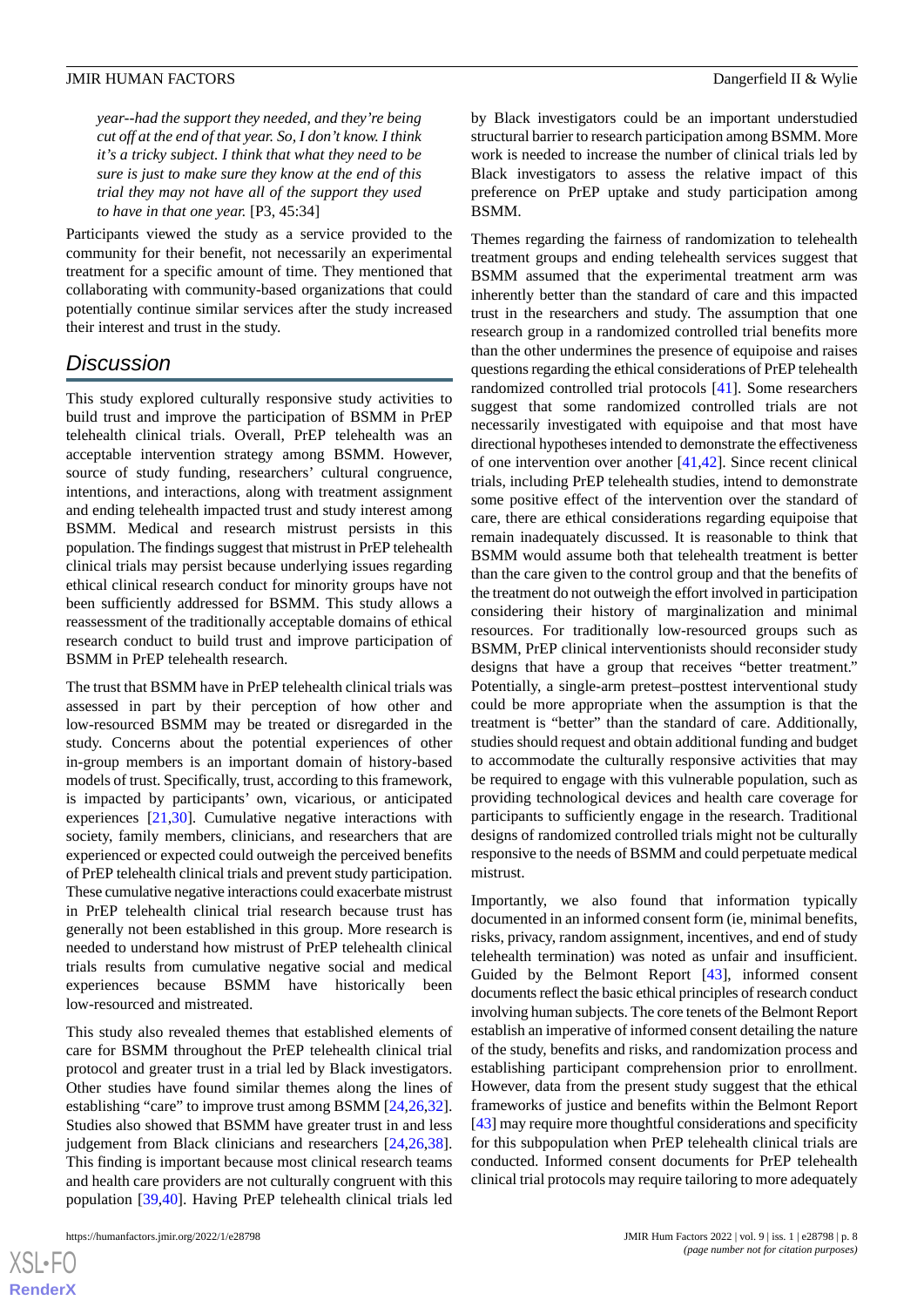*year--had the support they needed, and they're being cut off at the end of that year. So, I don't know. I think it's a tricky subject. I think that what they need to be sure is just to make sure they know at the end of this trial they may not have all of the support they used to have in that one year.* [P3, 45:34]

Participants viewed the study as a service provided to the community for their benefit, not necessarily an experimental treatment for a specific amount of time. They mentioned that collaborating with community-based organizations that could potentially continue similar services after the study increased their interest and trust in the study.

## Discussion

This study explored culturally responsive study activities to build trust and improve the participation of BSMM in PrEP telehealth clinical trials. Overall, PrEP telehealth was an acceptable intervention strategy among BSMM. However, source of study funding, researchers' cultural congruence, intentions, and interactions, along with treatment assignment and ending telehealth impacted trust and study interest among BSMM. Medical and research mistrust persists in this population. The findings suggest that mistrust in PrEP telehealth clinical trials may persist because underlying issues regarding ethical clinical research conduct for minority groups have not been sufficiently addressed for BSMM. This study allows a reassessment of the traditionally acceptable domains of ethical research conduct to build trust and improve participation of BSMM in PrEP telehealth research.

The trust that BSMM have in PrEP telehealth clinical trials was assessed in part by their perception of how other and low-resourced BSMM may be treated or disregarded in the study. Concerns about the potential experiences of other in-group members is an important domain of history-based models of trust. Specifically, trust, according to this framework, is impacted by participants' own, vicarious, or anticipated experiences [21,30]. Cumulative negative interactions with society, family members, clinicians, and researchers that are experienced or expected could outweigh the perceived benefits of PrEP telehealth clinical trials and prevent study participation. These cumulative negative interactions could exacerbate mistrust in PrEP telehealth clinical trial research because trust has generally not been established in this group. More research is needed to understand how mistrust of PrEP telehealth clinical trials results from cumulative negative social and medical experiences because BSMM have historically been low-resourced and mistreated.

This study also revealed themes that established elements of care for BSMM throughout the PrEP telehealth clinical trial protocol and greater trust in a trial led by Black investigators. Other studies have found similar themes along the lines of establishing "care" to improve trust among BSMM [24,26,32]. Studies also showed that BSMM have greater trust in and less judgement from Black clinicians and researchers [24,26,38]. This finding is important because most clinical research teams and health care providers are not culturally congruent with this population [39,40]. Having PrEP telehealth clinical trials led by Black investigators could be an important understudied structural barrier to research participation among BSMM. More work is needed to increase the number of clinical trials led by Black investigators to assess the relative impact of this preference on PrEP uptake and study participation among BSMM.

Themes regarding the fairness of randomization to telehealth treatment groups and ending telehealth services suggest that BSMM assumed that the experimental treatment arm was inherently better than the standard of care and this impacted trust in the researchers and study. The assumption that one research group in a randomized controlled trial benefits more than the other undermines the presence of equipoise and raises questions regarding the ethical considerations of PrEP telehealth randomized controlled trial protocols [41]. Some researchers suggest that some randomized controlled trials are not necessarily investigated with equipoise and that most have directional hypotheses intended to demonstrate the effectiveness of one intervention over another [41,42]. Since recent clinical trials, including PrEP telehealth studies, intend to demonstrate some positive effect of the intervention over the standard of care, there are ethical considerations regarding equipoise that remain inadequately discussed. It is reasonable to think that BSMM would assume both that telehealth treatment is better than the care given to the control group and that the benefits of the treatment do not outweigh the effort involved in participation considering their history of marginalization and minimal resources. For traditionally low-resourced groups such as BSMM, PrEP clinical interventionists should reconsider study designs that have a group that receives "better treatment." Potentially, a single-arm pretest–posttest interventional study could be more appropriate when the assumption is that the treatment is "better" than the standard of care. Additionally, studies should request and obtain additional funding and budget to accommodate the culturally responsive activities that may be required to engage with this vulnerable population, such as providing technological devices and health care coverage for participants to sufficiently engage in the research. Traditional designs of randomized controlled trials might not be culturally responsive to the needs of BSMM and could perpetuate medical mistrust.

Importantly, we also found that information typically documented in an informed consent form (ie, minimal benefits, risks, privacy, random assignment, incentives, and end of study telehealth termination) was noted as unfair and insufficient. Guided by the Belmont Report [43], informed consent documents reflect the basic ethical principles of research conduct involving human subjects. The core tenets of the Belmont Report establish an imperative of informed consent detailing the nature of the study, benefits and risks, and randomization process and establishing participant comprehension prior to enrollment. However, data from the present study suggest that the ethical frameworks of justice and benefits within the Belmont Report [43] may require more thoughtful considerations and specificity for this subpopulation when PrEP telehealth clinical trials are conducted. Informed consent documents for PrEP telehealth clinical trial protocols may require tailoring to more adequately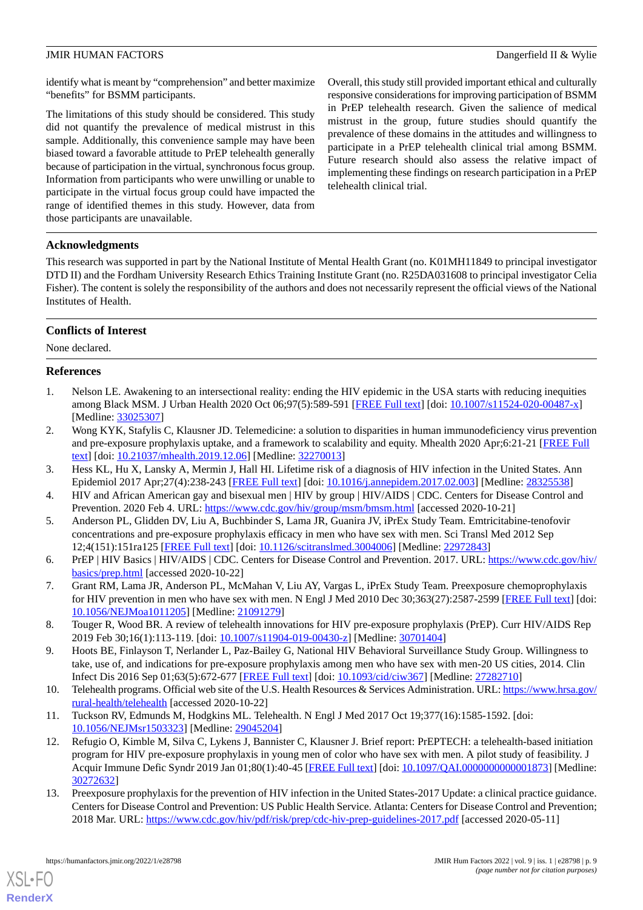identify what is meant by "comprehension" and better maximize "benefits" for BSMM participants.

The limitations of this study should be considered. This study did not quantify the prevalence of medical mistrust in this sample. Additionally, this convenience sample may have been biased toward a favorable attitude to PrEP telehealth generally because of participation in the virtual, synchronous focus group. Information from participants who were unwilling or unable to participate in the virtual focus group could have impacted the range of identified themes in this study. However, data from those participants are unavailable.

Overall, this study still provided important ethical and culturally responsive considerations for improving participation of BSMM in PrEP telehealth research. Given the salience of medical mistrust in the group, future studies should quantify the prevalence of these domains in the attitudes and willingness to participate in a PrEP telehealth clinical trial among BSMM. Future research should also assess the relative impact of implementing these findings on research participation in a PrEP telehealth clinical trial.

## Acknowledgments

This research was supported in part by the National Institute of Mental Health Grant (no. K01MH11849 to principal investigator DTD II) and the Fordham University Research Ethics Training Institute Grant (no. R25DA031608 to principal investigator Celia Fisher). The content is solely the responsibility of the authors and does not necessarily represent the official views of the National Institutes of Health.

## Conflicts of Interest

None declared.

## References

1. Nelson LE. Awakening to an intersectional reality: ending the HIV epidemic in the USA starts with reducing inequities among Black MSM. J Urban Health 2020 Oct 06;97(5):589-591 [FREE Full text] [doi: 10.1007/s11524-020-00487-x] [Medline: 33025307]
2. Wong KYK, Stafylis C, Klausner JD. Telemedicine: a solution to disparities in human immunodeficiency virus prevention and pre-exposure prophylaxis uptake, and a framework to scalability and equity. Mhealth 2020 Apr;6:21-21 [FREE Full text] [doi: 10.21037/mhealth.2019.12.06] [Medline: 32270013]
3. Hess KL, Hu X, Lansky A, Mermin J, Hall HI. Lifetime risk of a diagnosis of HIV infection in the United States. Ann Epidemiol 2017 Apr;27(4):238-243 [FREE Full text] [doi: 10.1016/j.annepidem.2017.02.003] [Medline: 28325538]
4. HIV and African American gay and bisexual men | HIV by group | HIV/AIDS | CDC. Centers for Disease Control and Prevention. 2020 Feb 4. URL: https://www.cdc.gov/hiv/group/msm/bmsm.html [accessed 2020-10-21]
5. Anderson PL, Glidden DV, Liu A, Buchbinder S, Lama JR, Guanira JV, iPrEx Study Team. Emtricitabine-tenofovir concentrations and pre-exposure prophylaxis efficacy in men who have sex with men. Sci Transl Med 2012 Sep 12;4(151):151ra125 [FREE Full text] [doi: 10.1126/scitranslmed.3004006] [Medline: 22972843]
6. PrEP | HIV Basics | HIV/AIDS | CDC. Centers for Disease Control and Prevention. 2017. URL: https://www.cdc.gov/hiv/basics/prep.html [accessed 2020-10-22]
7. Grant RM, Lama JR, Anderson PL, McMahan V, Liu AY, Vargas L, iPrEx Study Team. Preexposure chemoprophylaxis for HIV prevention in men who have sex with men. N Engl J Med 2010 Dec 30;363(27):2587-2599 [FREE Full text] [doi: 10.1056/NEJMoa1011205] [Medline: 21091279]
8. Touger R, Wood BR. A review of telehealth innovations for HIV pre-exposure prophylaxis (PrEP). Curr HIV/AIDS Rep 2019 Feb 30;16(1):113-119. [doi: 10.1007/s11904-019-00430-z] [Medline: 30701404]
9. Hoots BE, Finlayson T, Nerlander L, Paz-Bailey G, National HIV Behavioral Surveillance Study Group. Willingness to take, use of, and indications for pre-exposure prophylaxis among men who have sex with men-20 US cities, 2014. Clin Infect Dis 2016 Sep 01;63(5):672-677 [FREE Full text] [doi: 10.1093/cid/ciw367] [Medline: 27282710]
10. Telehealth programs. Official web site of the U.S. Health Resources & Services Administration. URL: https://www.hrsa.gov/rural-health/telehealth [accessed 2020-10-22]
11. Tuckson RV, Edmunds M, Hodgkins ML. Telehealth. N Engl J Med 2017 Oct 19;377(16):1585-1592. [doi: 10.1056/NEJMsr1503323] [Medline: 29045204]
12. Refugio O, Kimble M, Silva C, Lykens J, Bannister C, Klausner J. Brief report: PrEPTECH: a telehealth-based initiation program for HIV pre-exposure prophylaxis in young men of color who have sex with men. A pilot study of feasibility. J Acquir Immune Defic Syndr 2019 Jan 01;80(1):40-45 [FREE Full text] [doi: 10.1097/QAI.0000000000001873] [Medline: 30272632]
13. Preexposure prophylaxis for the prevention of HIV infection in the United States-2017 Update: a clinical practice guidance. Centers for Disease Control and Prevention: US Public Health Service. Atlanta: Centers for Disease Control and Prevention; 2018 Mar. URL: https://www.cdc.gov/hiv/pdf/risk/prep/cdc-hiv-prep-guidelines-2017.pdf [accessed 2020-05-11]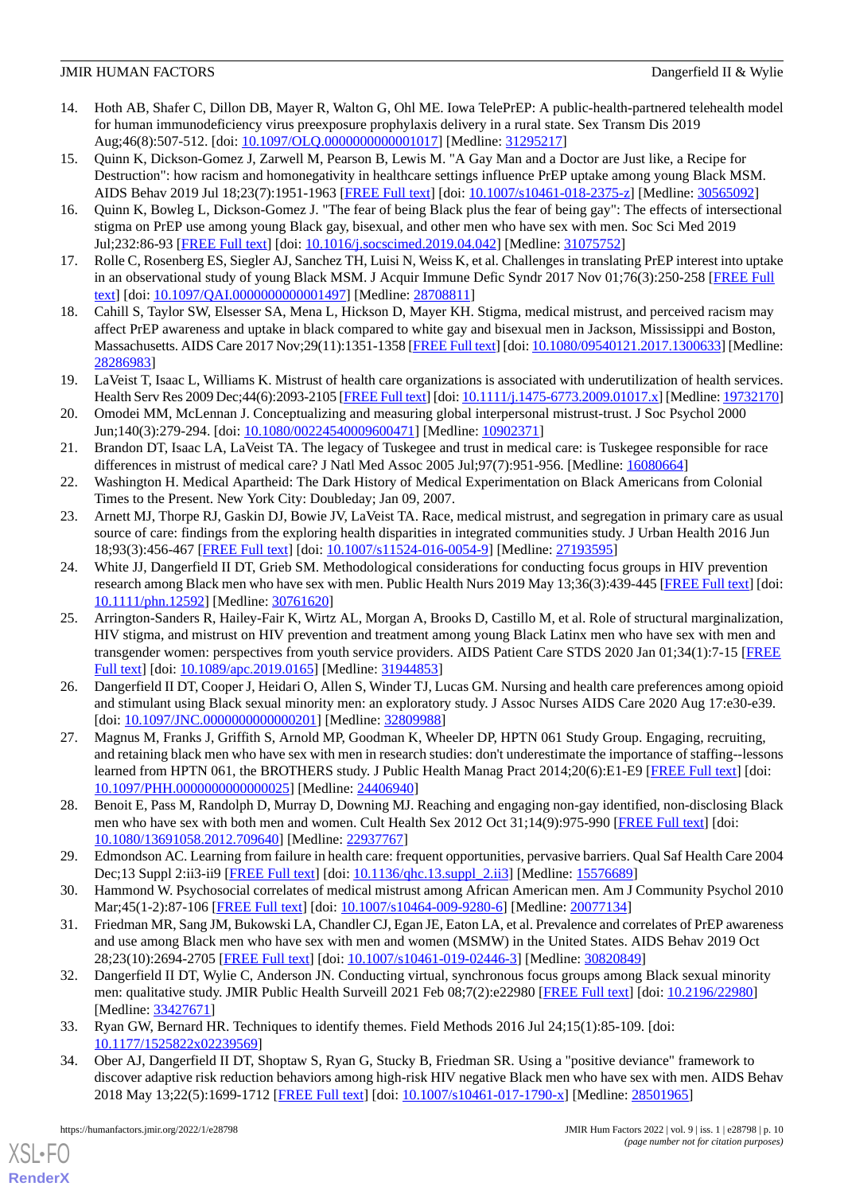14. Hoth AB, Shafer C, Dillon DB, Mayer R, Walton G, Ohl ME. Iowa TelePrEP: A public-health-partnered telehealth model for human immunodeficiency virus preexposure prophylaxis delivery in a rural state. Sex Transm Dis 2019 Aug;46(8):507-512. [doi: 10.1097/OLQ.0000000000001017] [Medline: 31295217]
15. Quinn K, Dickson-Gomez J, Zarwell M, Pearson B, Lewis M. "A Gay Man and a Doctor are Just like, a Recipe for Destruction": how racism and homonegativity in healthcare settings influence PrEP uptake among young Black MSM. AIDS Behav 2019 Jul 18;23(7):1951-1963 [FREE Full text] [doi: 10.1007/s10461-018-2375-z] [Medline: 30565092]
16. Quinn K, Bowleg L, Dickson-Gomez J. "The fear of being Black plus the fear of being gay": The effects of intersectional stigma on PrEP use among young Black gay, bisexual, and other men who have sex with men. Soc Sci Med 2019 Jul;232:86-93 [FREE Full text] [doi: 10.1016/j.socscimed.2019.04.042] [Medline: 31075752]
17. Rolle C, Rosenberg ES, Siegler AJ, Sanchez TH, Luisi N, Weiss K, et al. Challenges in translating PrEP interest into uptake in an observational study of young Black MSM. J Acquir Immune Defic Syndr 2017 Nov 01;76(3):250-258 [FREE Full text] [doi: 10.1097/QAI.0000000000001497] [Medline: 28708811]
18. Cahill S, Taylor SW, Elsesser SA, Mena L, Hickson D, Mayer KH. Stigma, medical mistrust, and perceived racism may affect PrEP awareness and uptake in black compared to white gay and bisexual men in Jackson, Mississippi and Boston, Massachusetts. AIDS Care 2017 Nov;29(11):1351-1358 [FREE Full text] [doi: 10.1080/09540121.2017.1300633] [Medline: 28286983]
19. LaVeist T, Isaac L, Williams K. Mistrust of health care organizations is associated with underutilization of health services. Health Serv Res 2009 Dec;44(6):2093-2105 [FREE Full text] [doi: 10.1111/j.1475-6773.2009.01017.x] [Medline: 19732170]
20. Omodei MM, McLennan J. Conceptualizing and measuring global interpersonal mistrust-trust. J Soc Psychol 2000 Jun;140(3):279-294. [doi: 10.1080/00224540009600471] [Medline: 10902371]
21. Brandon DT, Isaac LA, LaVeist TA. The legacy of Tuskegee and trust in medical care: is Tuskegee responsible for race differences in mistrust of medical care? J Natl Med Assoc 2005 Jul;97(7):951-956. [Medline: 16080664]
22. Washington H. Medical Apartheid: The Dark History of Medical Experimentation on Black Americans from Colonial Times to the Present. New York City: Doubleday; Jan 09, 2007.
23. Arnett MJ, Thorpe RJ, Gaskin DJ, Bowie JV, LaVeist TA. Race, medical mistrust, and segregation in primary care as usual source of care: findings from the exploring health disparities in integrated communities study. J Urban Health 2016 Jun 18;93(3):456-467 [FREE Full text] [doi: 10.1007/s11524-016-0054-9] [Medline: 27193595]
24. White JJ, Dangerfield II DT, Grieb SM. Methodological considerations for conducting focus groups in HIV prevention research among Black men who have sex with men. Public Health Nurs 2019 May 13;36(3):439-445 [FREE Full text] [doi: 10.1111/phn.12592] [Medline: 30761620]
25. Arrington-Sanders R, Hailey-Fair K, Wirtz AL, Morgan A, Brooks D, Castillo M, et al. Role of structural marginalization, HIV stigma, and mistrust on HIV prevention and treatment among young Black Latinx men who have sex with men and transgender women: perspectives from youth service providers. AIDS Patient Care STDS 2020 Jan 01;34(1):7-15 [FREE Full text] [doi: 10.1089/apc.2019.0165] [Medline: 31944853]
26. Dangerfield II DT, Cooper J, Heidari O, Allen S, Winder TJ, Lucas GM. Nursing and health care preferences among opioid and stimulant using Black sexual minority men: an exploratory study. J Assoc Nurses AIDS Care 2020 Aug 17:e30-e39. [doi: 10.1097/JNC.0000000000000201] [Medline: 32809988]
27. Magnus M, Franks J, Griffith S, Arnold MP, Goodman K, Wheeler DP, HPTN 061 Study Group. Engaging, recruiting, and retaining black men who have sex with men in research studies: don't underestimate the importance of staffing--lessons learned from HPTN 061, the BROTHERS study. J Public Health Manag Pract 2014;20(6):E1-E9 [FREE Full text] [doi: 10.1097/PHH.0000000000000025] [Medline: 24406940]
28. Benoit E, Pass M, Randolph D, Murray D, Downing MJ. Reaching and engaging non-gay identified, non-disclosing Black men who have sex with both men and women. Cult Health Sex 2012 Oct 31;14(9):975-990 [FREE Full text] [doi: 10.1080/13691058.2012.709640] [Medline: 22937767]
29. Edmondson AC. Learning from failure in health care: frequent opportunities, pervasive barriers. Qual Saf Health Care 2004 Dec;13 Suppl 2:ii3-ii9 [FREE Full text] [doi: 10.1136/qhc.13.suppl_2.ii3] [Medline: 15576689]
30. Hammond W. Psychosocial correlates of medical mistrust among African American men. Am J Community Psychol 2010 Mar;45(1-2):87-106 [FREE Full text] [doi: 10.1007/s10464-009-9280-6] [Medline: 20077134]
31. Friedman MR, Sang JM, Bukowski LA, Chandler CJ, Egan JE, Eaton LA, et al. Prevalence and correlates of PrEP awareness and use among Black men who have sex with men and women (MSMW) in the United States. AIDS Behav 2019 Oct 28;23(10):2694-2705 [FREE Full text] [doi: 10.1007/s10461-019-02446-3] [Medline: 30820849]
32. Dangerfield II DT, Wylie C, Anderson JN. Conducting virtual, synchronous focus groups among Black sexual minority men: qualitative study. JMIR Public Health Surveill 2021 Feb 08;7(2):e22980 [FREE Full text] [doi: 10.2196/22980] [Medline: 33427671]
33. Ryan GW, Bernard HR. Techniques to identify themes. Field Methods 2016 Jul 24;15(1):85-109. [doi: 10.1177/1525822x02239569]
34. Ober AJ, Dangerfield II DT, Shoptaw S, Ryan G, Stucky B, Friedman SR. Using a "positive deviance" framework to discover adaptive risk reduction behaviors among high-risk HIV negative Black men who have sex with men. AIDS Behav 2018 May 13;22(5):1699-1712 [FREE Full text] [doi: 10.1007/s10461-017-1790-x] [Medline: 28501965]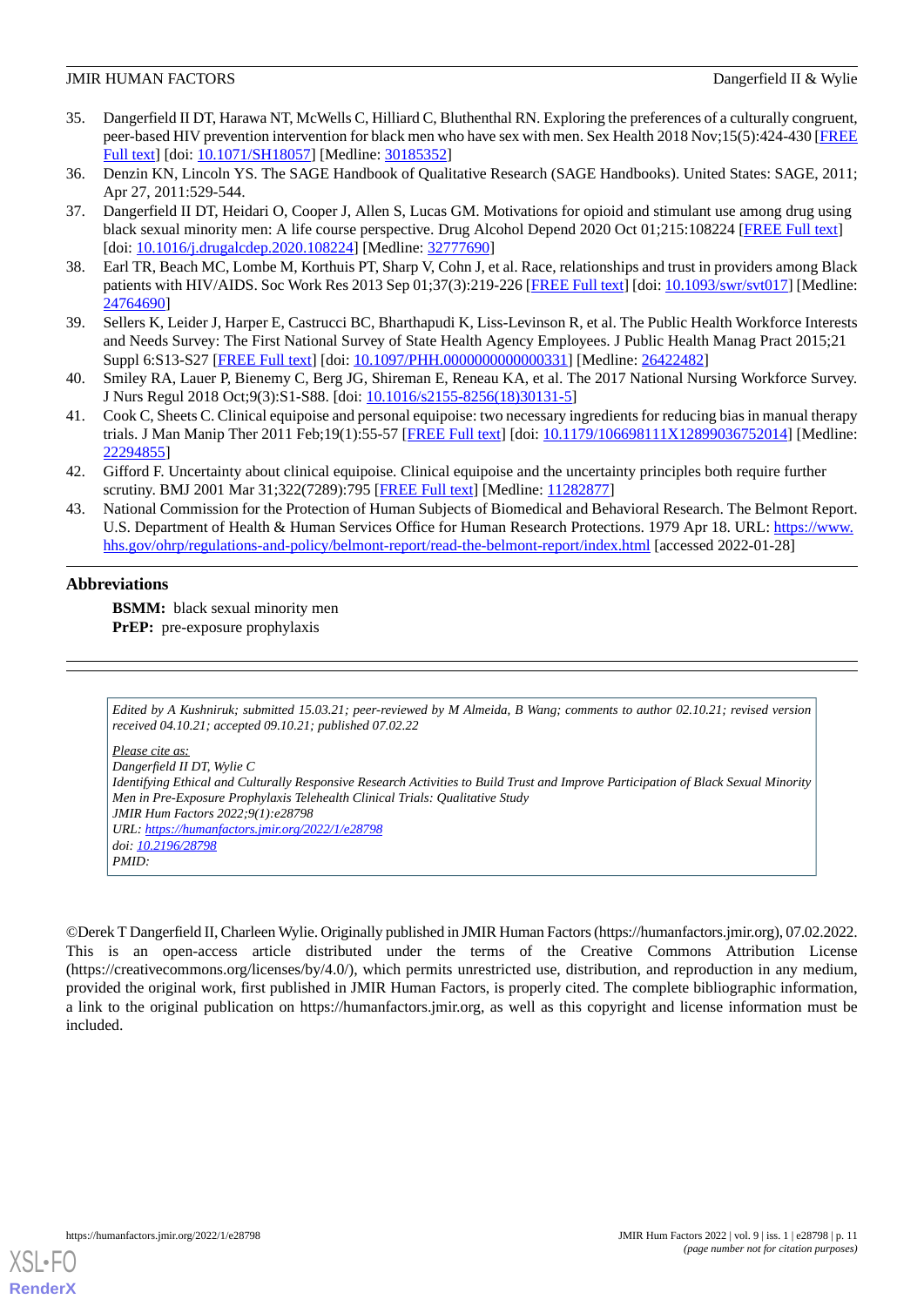35. Dangerfield II DT, Harawa NT, McWells C, Hilliard C, Bluthenthal RN. Exploring the preferences of a culturally congruent, peer-based HIV prevention intervention for black men who have sex with men. Sex Health 2018 Nov;15(5):424-430 [FREE Full text] [doi: 10.1071/SH18057] [Medline: 30185352]
36. Denzin KN, Lincoln YS. The SAGE Handbook of Qualitative Research (SAGE Handbooks). United States: SAGE, 2011; Apr 27, 2011:529-544.
37. Dangerfield II DT, Heidari O, Cooper J, Allen S, Lucas GM. Motivations for opioid and stimulant use among drug using black sexual minority men: A life course perspective. Drug Alcohol Depend 2020 Oct 01;215:108224 [FREE Full text] [doi: 10.1016/j.drugalcdep.2020.108224] [Medline: 32777690]
38. Earl TR, Beach MC, Lombe M, Korthuis PT, Sharp V, Cohn J, et al. Race, relationships and trust in providers among Black patients with HIV/AIDS. Soc Work Res 2013 Sep 01;37(3):219-226 [FREE Full text] [doi: 10.1093/swr/svt017] [Medline: 24764690]
39. Sellers K, Leider J, Harper E, Castrucci BC, Bharthapudi K, Liss-Levinson R, et al. The Public Health Workforce Interests and Needs Survey: The First National Survey of State Health Agency Employees. J Public Health Manag Pract 2015;21 Suppl 6:S13-S27 [FREE Full text] [doi: 10.1097/PHH.0000000000000331] [Medline: 26422482]
40. Smiley RA, Lauer P, Bienemy C, Berg JG, Shireman E, Reneau KA, et al. The 2017 National Nursing Workforce Survey. J Nurs Regul 2018 Oct;9(3):S1-S88. [doi: 10.1016/s2155-8256(18)30131-5]
41. Cook C, Sheets C. Clinical equipoise and personal equipoise: two necessary ingredients for reducing bias in manual therapy trials. J Man Manip Ther 2011 Feb;19(1):55-57 [FREE Full text] [doi: 10.1179/106698111X12899036752014] [Medline: 22294855]
42. Gifford F. Uncertainty about clinical equipoise. Clinical equipoise and the uncertainty principles both require further scrutiny. BMJ 2001 Mar 31;322(7289):795 [FREE Full text] [Medline: 11282877]
43. National Commission for the Protection of Human Subjects of Biomedical and Behavioral Research. The Belmont Report. U.S. Department of Health & Human Services Office for Human Research Protections. 1979 Apr 18. URL: https://www.hhs.gov/ohrp/regulations-and-policy/belmont-report/read-the-belmont-report/index.html [accessed 2022-01-28]

## Abbreviations

**BSMM:** black sexual minority men
**PrEP:** pre-exposure prophylaxis

*Edited by A Kushniruk; submitted 15.03.21; peer-reviewed by M Almeida, B Wang; comments to author 02.10.21; revised version received 04.10.21; accepted 09.10.21; published 07.02.22*

*Please cite as:*
*Dangerfield II DT, Wylie C*
*Identifying Ethical and Culturally Responsive Research Activities to Build Trust and Improve Participation of Black Sexual Minority Men in Pre-Exposure Prophylaxis Telehealth Clinical Trials: Qualitative Study*
*JMIR Hum Factors 2022;9(1):e28798*
*URL: https://humanfactors.jmir.org/2022/1/e28798*
*doi: 10.2196/28798*
*PMID:*

©Derek T Dangerfield II, Charleen Wylie. Originally published in JMIR Human Factors (https://humanfactors.jmir.org), 07.02.2022. This is an open-access article distributed under the terms of the Creative Commons Attribution License (https://creativecommons.org/licenses/by/4.0/), which permits unrestricted use, distribution, and reproduction in any medium, provided the original work, first published in JMIR Human Factors, is properly cited. The complete bibliographic information, a link to the original publication on https://humanfactors.jmir.org, as well as this copyright and license information must be included.